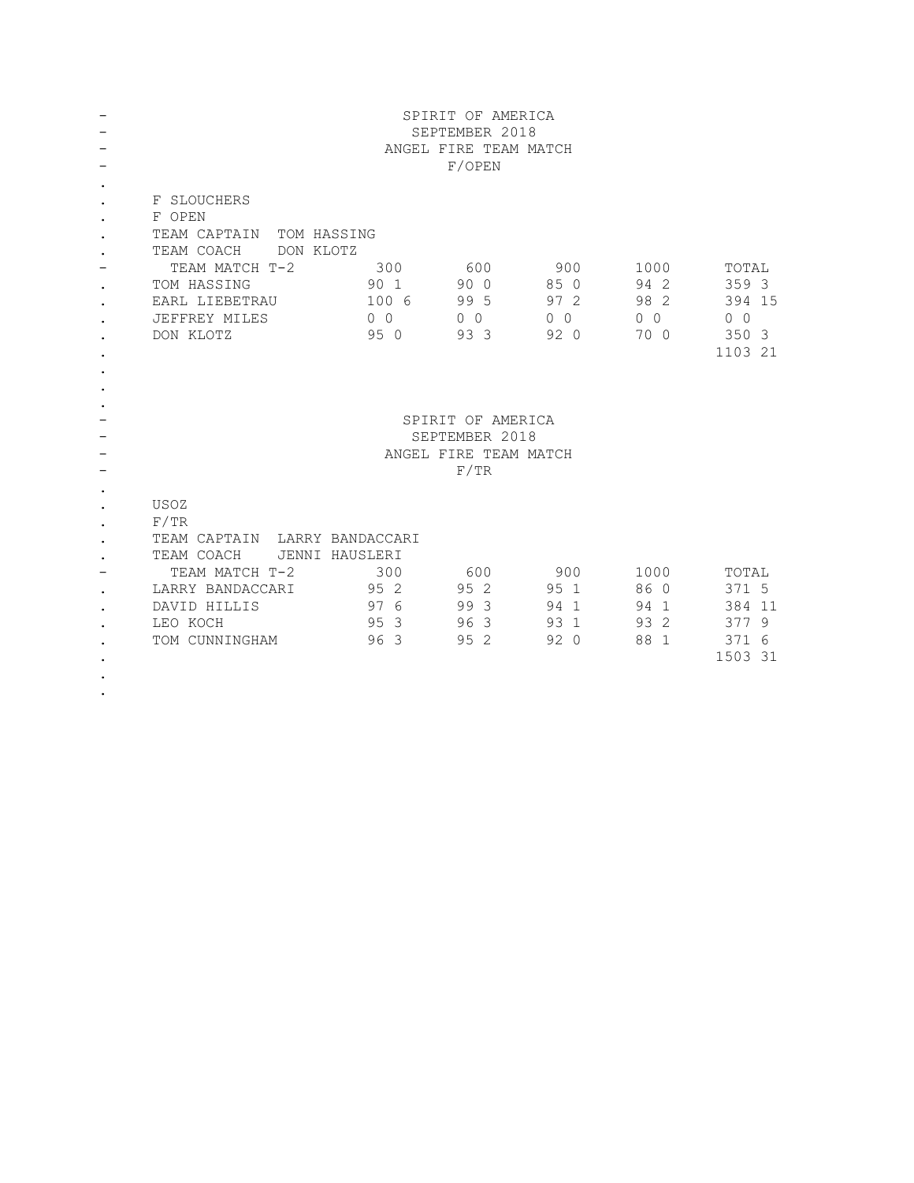# SPIRIT OF AMERICA
## SEPTEMBER 2018
## ANGEL FIRE TEAM MATCH
## F/OPEN

F SLOUCHERS
F OPEN
TEAM CAPTAIN TOM HASSING
TEAM COACH DON KLOTZ

| TEAM MATCH T-2 | 300 | 600 | 900 | 1000 | TOTAL |
|---|---|---|---|---|---|
| TOM HASSING | 90 1 | 90 0 | 85 0 | 94 2 | 359 3 |
| EARL LIEBETRAU | 100 6 | 99 5 | 97 2 | 98 2 | 394 15 |
| JEFFREY MILES | 0 0 | 0 0 | 0 0 | 0 0 | 0 0 |
| DON KLOTZ | 95 0 | 93 3 | 92 0 | 70 0 | 350 3 |
| | | | | | 1103 21 |

# SPIRIT OF AMERICA
## SEPTEMBER 2018
## ANGEL FIRE TEAM MATCH
## F/TR

USOZ
F/TR
TEAM CAPTAIN LARRY BANDACCARI
TEAM COACH JENNI HAUSLERI

| TEAM MATCH T-2 | 300 | 600 | 900 | 1000 | TOTAL |
|---|---|---|---|---|---|
| LARRY BANDACCARI | 95 2 | 95 2 | 95 1 | 86 0 | 371 5 |
| DAVID HILLIS | 97 6 | 99 3 | 94 1 | 94 1 | 384 11 |
| LEO KOCH | 95 3 | 96 3 | 93 1 | 93 2 | 377 9 |
| TOM CUNNINGHAM | 96 3 | 95 2 | 92 0 | 88 1 | 371 6 |
| | | | | | 1503 31 |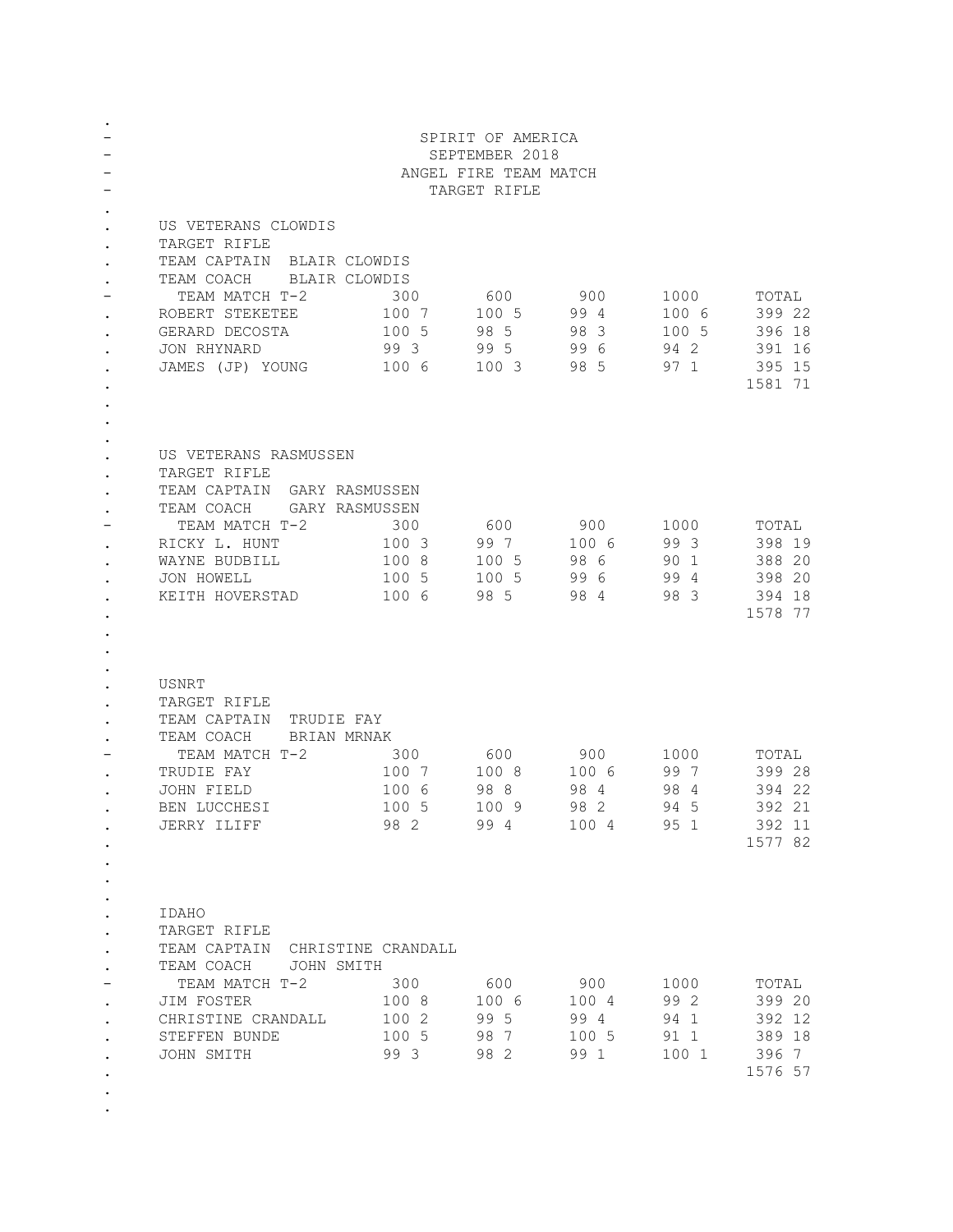SPIRIT OF AMERICA
SEPTEMBER 2018
ANGEL FIRE TEAM MATCH
TARGET RIFLE

US VETERANS CLOWDIS
TARGET RIFLE
TEAM CAPTAIN BLAIR CLOWDIS
TEAM COACH BLAIR CLOWDIS

| TEAM MATCH T-2 | 300 | 600 | 900 | 1000 | TOTAL |
|---|---|---|---|---|---|
| ROBERT STEKETEE | 100 7 | 100 5 | 99 4 | 100 6 | 399 22 |
| GERARD DECOSTA | 100 5 | 98 5 | 98 3 | 100 5 | 396 18 |
| JON RHYNARD | 99 3 | 99 5 | 99 6 | 94 2 | 391 16 |
| JAMES (JP) YOUNG | 100 6 | 100 3 | 98 5 | 97 1 | 395 15 |
| | | | | | 1581 71 |

US VETERANS RASMUSSEN
TARGET RIFLE
TEAM CAPTAIN GARY RASMUSSEN
TEAM COACH GARY RASMUSSEN

| TEAM MATCH T-2 | 300 | 600 | 900 | 1000 | TOTAL |
|---|---|---|---|---|---|
| RICKY L. HUNT | 100 3 | 99 7 | 100 6 | 99 3 | 398 19 |
| WAYNE BUDBILL | 100 8 | 100 5 | 98 6 | 90 1 | 388 20 |
| JON HOWELL | 100 5 | 100 5 | 99 6 | 99 4 | 398 20 |
| KEITH HOVERSTAD | 100 6 | 98 5 | 98 4 | 98 3 | 394 18 |
| | | | | | 1578 77 |

USNRT
TARGET RIFLE
TEAM CAPTAIN TRUDIE FAY
TEAM COACH BRIAN MRNAK

| TEAM MATCH T-2 | 300 | 600 | 900 | 1000 | TOTAL |
|---|---|---|---|---|---|
| TRUDIE FAY | 100 7 | 100 8 | 100 6 | 99 7 | 399 28 |
| JOHN FIELD | 100 6 | 98 8 | 98 4 | 98 4 | 394 22 |
| BEN LUCCHESI | 100 5 | 100 9 | 98 2 | 94 5 | 392 21 |
| JERRY ILIFF | 98 2 | 99 4 | 100 4 | 95 1 | 392 11 |
| | | | | | 1577 82 |

IDAHO
TARGET RIFLE
TEAM CAPTAIN CHRISTINE CRANDALL
TEAM COACH JOHN SMITH

| TEAM MATCH T-2 | 300 | 600 | 900 | 1000 | TOTAL |
|---|---|---|---|---|---|
| JIM FOSTER | 100 8 | 100 6 | 100 4 | 99 2 | 399 20 |
| CHRISTINE CRANDALL | 100 2 | 99 5 | 99 4 | 94 1 | 392 12 |
| STEFFEN BUNDE | 100 5 | 98 7 | 100 5 | 91 1 | 389 18 |
| JOHN SMITH | 99 3 | 98 2 | 99 1 | 100 1 | 396 7 |
| | | | | | 1576 57 |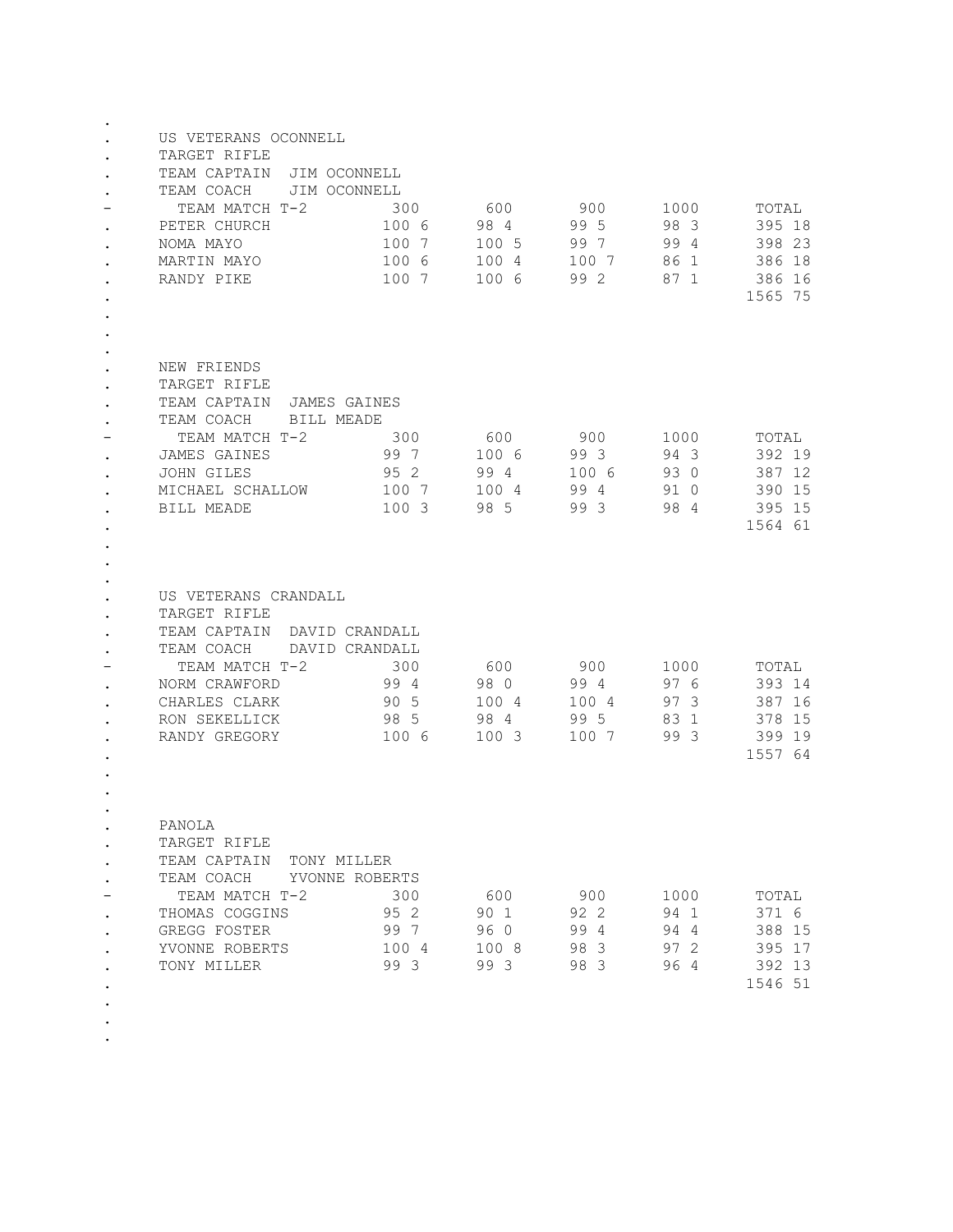US VETERANS OCONNELL
TARGET RIFLE
TEAM CAPTAIN JIM OCONNELL
TEAM COACH JIM OCONNELL

| TEAM MATCH T-2 | 300 | 600 | 900 | 1000 | TOTAL |
|---|---|---|---|---|---|
| PETER CHURCH | 100 6 | 98 4 | 99 5 | 98 3 | 395 18 |
| NOMA MAYO | 100 7 | 100 5 | 99 7 | 99 4 | 398 23 |
| MARTIN MAYO | 100 6 | 100 4 | 100 7 | 86 1 | 386 18 |
| RANDY PIKE | 100 7 | 100 6 | 99 2 | 87 1 | 386 16 |
| | | | | | 1565 75 |

NEW FRIENDS
TARGET RIFLE
TEAM CAPTAIN JAMES GAINES
TEAM COACH BILL MEADE

| TEAM MATCH T-2 | 300 | 600 | 900 | 1000 | TOTAL |
|---|---|---|---|---|---|
| JAMES GAINES | 99 7 | 100 6 | 99 3 | 94 3 | 392 19 |
| JOHN GILES | 95 2 | 99 4 | 100 6 | 93 0 | 387 12 |
| MICHAEL SCHALLOW | 100 7 | 100 4 | 99 4 | 91 0 | 390 15 |
| BILL MEADE | 100 3 | 98 5 | 99 3 | 98 4 | 395 15 |
| | | | | | 1564 61 |

US VETERANS CRANDALL
TARGET RIFLE
TEAM CAPTAIN DAVID CRANDALL
TEAM COACH DAVID CRANDALL

| TEAM MATCH T-2 | 300 | 600 | 900 | 1000 | TOTAL |
|---|---|---|---|---|---|
| NORM CRAWFORD | 99 4 | 98 0 | 99 4 | 97 6 | 393 14 |
| CHARLES CLARK | 90 5 | 100 4 | 100 4 | 97 3 | 387 16 |
| RON SEKELLICK | 98 5 | 98 4 | 99 5 | 83 1 | 378 15 |
| RANDY GREGORY | 100 6 | 100 3 | 100 7 | 99 3 | 399 19 |
| | | | | | 1557 64 |

PANOLA
TARGET RIFLE
TEAM CAPTAIN TONY MILLER
TEAM COACH YVONNE ROBERTS

| TEAM MATCH T-2 | 300 | 600 | 900 | 1000 | TOTAL |
|---|---|---|---|---|---|
| THOMAS COGGINS | 95 2 | 90 1 | 92 2 | 94 1 | 371 6 |
| GREGG FOSTER | 99 7 | 96 0 | 99 4 | 94 4 | 388 15 |
| YVONNE ROBERTS | 100 4 | 100 8 | 98 3 | 97 2 | 395 17 |
| TONY MILLER | 99 3 | 99 3 | 98 3 | 96 4 | 392 13 |
| | | | | | 1546 51 |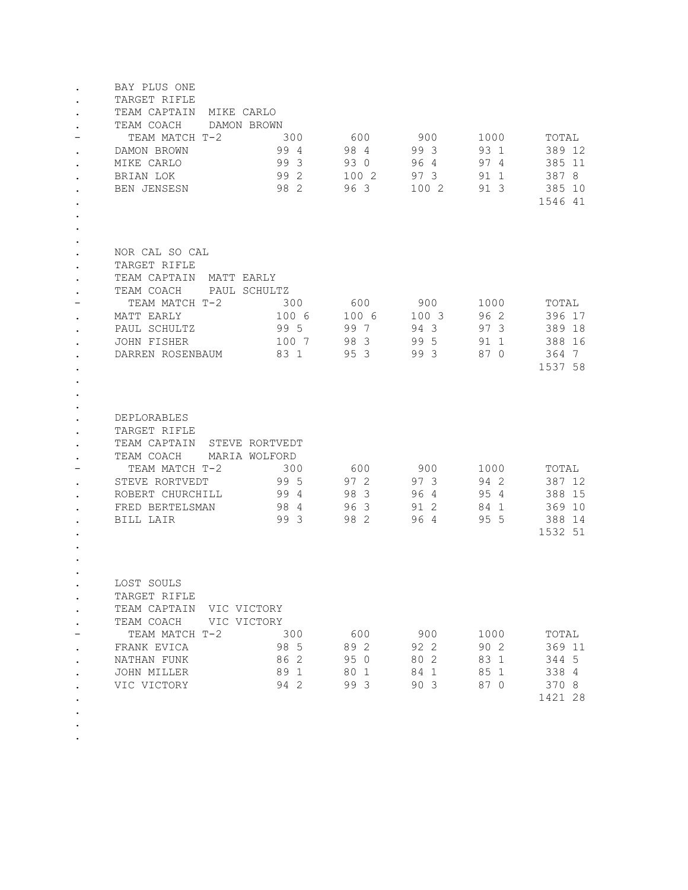BAY PLUS ONE
TARGET RIFLE
TEAM CAPTAIN MIKE CARLO
TEAM COACH DAMON BROWN

| TEAM MATCH T-2 | 300 | 600 | 900 | 1000 | TOTAL |
|---|---|---|---|---|---|
| DAMON BROWN | 99 4 | 98 4 | 99 3 | 93 1 | 389 12 |
| MIKE CARLO | 99 3 | 93 0 | 96 4 | 97 4 | 385 11 |
| BRIAN LOK | 99 2 | 100 2 | 97 3 | 91 1 | 387 8 |
| BEN JENSESN | 98 2 | 96 3 | 100 2 | 91 3 | 385 10 |
| | | | | | 1546 41 |

NOR CAL SO CAL
TARGET RIFLE
TEAM CAPTAIN MATT EARLY
TEAM COACH PAUL SCHULTZ

| TEAM MATCH T-2 | 300 | 600 | 900 | 1000 | TOTAL |
|---|---|---|---|---|---|
| MATT EARLY | 100 6 | 100 6 | 100 3 | 96 2 | 396 17 |
| PAUL SCHULTZ | 99 5 | 99 7 | 94 3 | 97 3 | 389 18 |
| JOHN FISHER | 100 7 | 98 3 | 99 5 | 91 1 | 388 16 |
| DARREN ROSENBAUM | 83 1 | 95 3 | 99 3 | 87 0 | 364 7 |
| | | | | | 1537 58 |

DEPLORABLES
TARGET RIFLE
TEAM CAPTAIN STEVE RORTVEDT
TEAM COACH MARIA WOLFORD

| TEAM MATCH T-2 | 300 | 600 | 900 | 1000 | TOTAL |
|---|---|---|---|---|---|
| STEVE RORTVEDT | 99 5 | 97 2 | 97 3 | 94 2 | 387 12 |
| ROBERT CHURCHILL | 99 4 | 98 3 | 96 4 | 95 4 | 388 15 |
| FRED BERTELSMAN | 98 4 | 96 3 | 91 2 | 84 1 | 369 10 |
| BILL LAIR | 99 3 | 98 2 | 96 4 | 95 5 | 388 14 |
| | | | | | 1532 51 |

LOST SOULS
TARGET RIFLE
TEAM CAPTAIN VIC VICTORY
TEAM COACH VIC VICTORY

| TEAM MATCH T-2 | 300 | 600 | 900 | 1000 | TOTAL |
|---|---|---|---|---|---|
| FRANK EVICA | 98 5 | 89 2 | 92 2 | 90 2 | 369 11 |
| NATHAN FUNK | 86 2 | 95 0 | 80 2 | 83 1 | 344 5 |
| JOHN MILLER | 89 1 | 80 1 | 84 1 | 85 1 | 338 4 |
| VIC VICTORY | 94 2 | 99 3 | 90 3 | 87 0 | 370 8 |
| | | | | | 1421 28 |